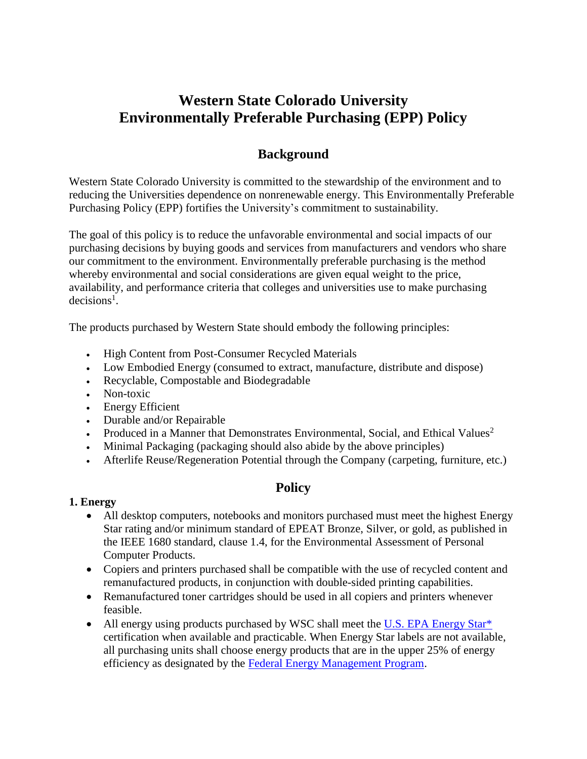# Western State Colorado University Environmentally Preferable Purchasing (EPP) Policy

## Background

Western State Colorado University is committed to the stewardship of the environment and to reducing the Universities dependence on nonrenewable energy. This Environmentally Preferable Purchasing Policy (EPP) fortifies the University's commitment to sustainability.

The goal of this policy is to reduce the unfavorable environmental and social impacts of our purchasing decisions by buying goods and services from manufacturers and vendors who share our commitment to the environment. Environmentally preferable purchasing is the method whereby environmental and social considerations are given equal weight to the price, availability, and performance criteria that colleges and universities use to make purchasing decisions[1].

The products purchased by Western State should embody the following principles:

- High Content from Post-Consumer Recycled Materials
- Low Embodied Energy (consumed to extract, manufacture, distribute and dispose)
- Recyclable, Compostable and Biodegradable
- Non-toxic
- Energy Efficient
- Durable and/or Repairable
- Produced in a Manner that Demonstrates Environmental, Social, and Ethical Values[2]
- Minimal Packaging (packaging should also abide by the above principles)
- Afterlife Reuse/Regeneration Potential through the Company (carpeting, furniture, etc.)

## Policy

**1. Energy**

- All desktop computers, notebooks and monitors purchased must meet the highest Energy Star rating and/or minimum standard of EPEAT Bronze, Silver, or gold, as published in the IEEE 1680 standard, clause 1.4, for the Environmental Assessment of Personal Computer Products.
- Copiers and printers purchased shall be compatible with the use of recycled content and remanufactured products, in conjunction with double-sided printing capabilities.
- Remanufactured toner cartridges should be used in all copiers and printers whenever feasible.
- All energy using products purchased by WSC shall meet the U.S. EPA Energy Star* certification when available and practicable. When Energy Star labels are not available, all purchasing units shall choose energy products that are in the upper 25% of energy efficiency as designated by the Federal Energy Management Program.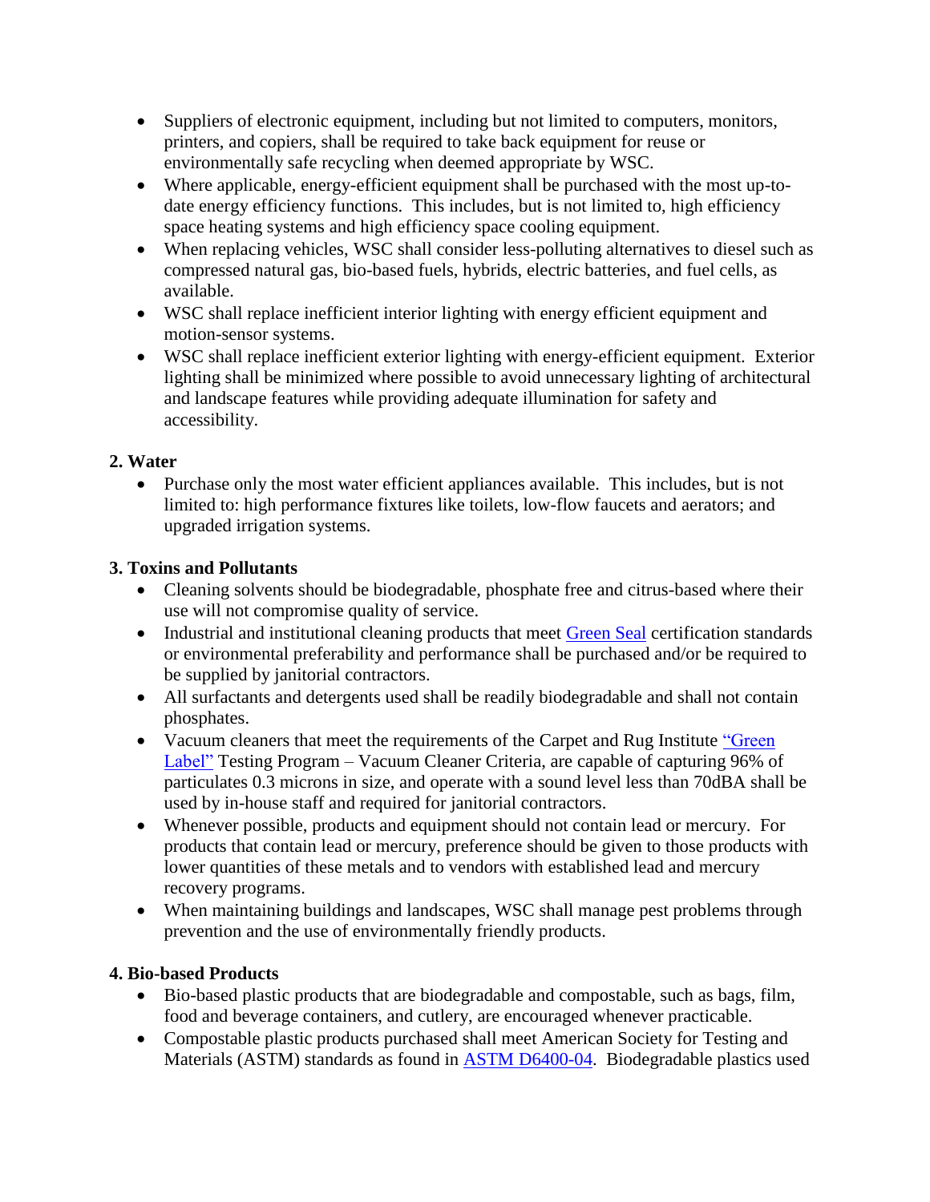- Suppliers of electronic equipment, including but not limited to computers, monitors, printers, and copiers, shall be required to take back equipment for reuse or environmentally safe recycling when deemed appropriate by WSC.
- Where applicable, energy-efficient equipment shall be purchased with the most up-to-date energy efficiency functions. This includes, but is not limited to, high efficiency space heating systems and high efficiency space cooling equipment.
- When replacing vehicles, WSC shall consider less-polluting alternatives to diesel such as compressed natural gas, bio-based fuels, hybrids, electric batteries, and fuel cells, as available.
- WSC shall replace inefficient interior lighting with energy efficient equipment and motion-sensor systems.
- WSC shall replace inefficient exterior lighting with energy-efficient equipment. Exterior lighting shall be minimized where possible to avoid unnecessary lighting of architectural and landscape features while providing adequate illumination for safety and accessibility.

**2. Water**

- Purchase only the most water efficient appliances available. This includes, but is not limited to: high performance fixtures like toilets, low-flow faucets and aerators; and upgraded irrigation systems.

**3. Toxins and Pollutants**

- Cleaning solvents should be biodegradable, phosphate free and citrus-based where their use will not compromise quality of service.
- Industrial and institutional cleaning products that meet Green Seal certification standards or environmental preferability and performance shall be purchased and/or be required to be supplied by janitorial contractors.
- All surfactants and detergents used shall be readily biodegradable and shall not contain phosphates.
- Vacuum cleaners that meet the requirements of the Carpet and Rug Institute "Green Label" Testing Program – Vacuum Cleaner Criteria, are capable of capturing 96% of particulates 0.3 microns in size, and operate with a sound level less than 70dBA shall be used by in-house staff and required for janitorial contractors.
- Whenever possible, products and equipment should not contain lead or mercury. For products that contain lead or mercury, preference should be given to those products with lower quantities of these metals and to vendors with established lead and mercury recovery programs.
- When maintaining buildings and landscapes, WSC shall manage pest problems through prevention and the use of environmentally friendly products.

**4. Bio-based Products**

- Bio-based plastic products that are biodegradable and compostable, such as bags, film, food and beverage containers, and cutlery, are encouraged whenever practicable.
- Compostable plastic products purchased shall meet American Society for Testing and Materials (ASTM) standards as found in ASTM D6400-04. Biodegradable plastics used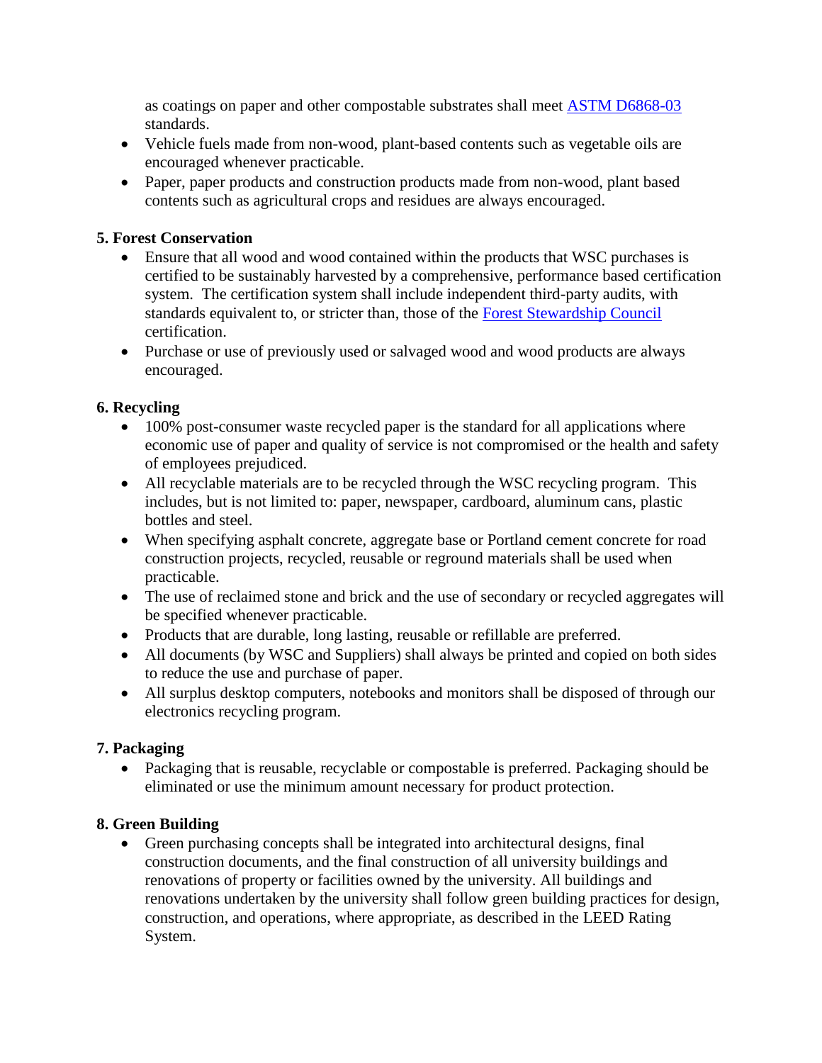as coatings on paper and other compostable substrates shall meet [ASTM D6868-03] standards.

- Vehicle fuels made from non-wood, plant-based contents such as vegetable oils are encouraged whenever practicable.
- Paper, paper products and construction products made from non-wood, plant based contents such as agricultural crops and residues are always encouraged.

**5. Forest Conservation**

- Ensure that all wood and wood contained within the products that WSC purchases is certified to be sustainably harvested by a comprehensive, performance based certification system. The certification system shall include independent third-party audits, with standards equivalent to, or stricter than, those of the [Forest Stewardship Council] certification.
- Purchase or use of previously used or salvaged wood and wood products are always encouraged.

**6. Recycling**

- 100% post-consumer waste recycled paper is the standard for all applications where economic use of paper and quality of service is not compromised or the health and safety of employees prejudiced.
- All recyclable materials are to be recycled through the WSC recycling program. This includes, but is not limited to: paper, newspaper, cardboard, aluminum cans, plastic bottles and steel.
- When specifying asphalt concrete, aggregate base or Portland cement concrete for road construction projects, recycled, reusable or reground materials shall be used when practicable.
- The use of reclaimed stone and brick and the use of secondary or recycled aggregates will be specified whenever practicable.
- Products that are durable, long lasting, reusable or refillable are preferred.
- All documents (by WSC and Suppliers) shall always be printed and copied on both sides to reduce the use and purchase of paper.
- All surplus desktop computers, notebooks and monitors shall be disposed of through our electronics recycling program.

**7. Packaging**

- Packaging that is reusable, recyclable or compostable is preferred. Packaging should be eliminated or use the minimum amount necessary for product protection.

**8. Green Building**

- Green purchasing concepts shall be integrated into architectural designs, final construction documents, and the final construction of all university buildings and renovations of property or facilities owned by the university. All buildings and renovations undertaken by the university shall follow green building practices for design, construction, and operations, where appropriate, as described in the LEED Rating System.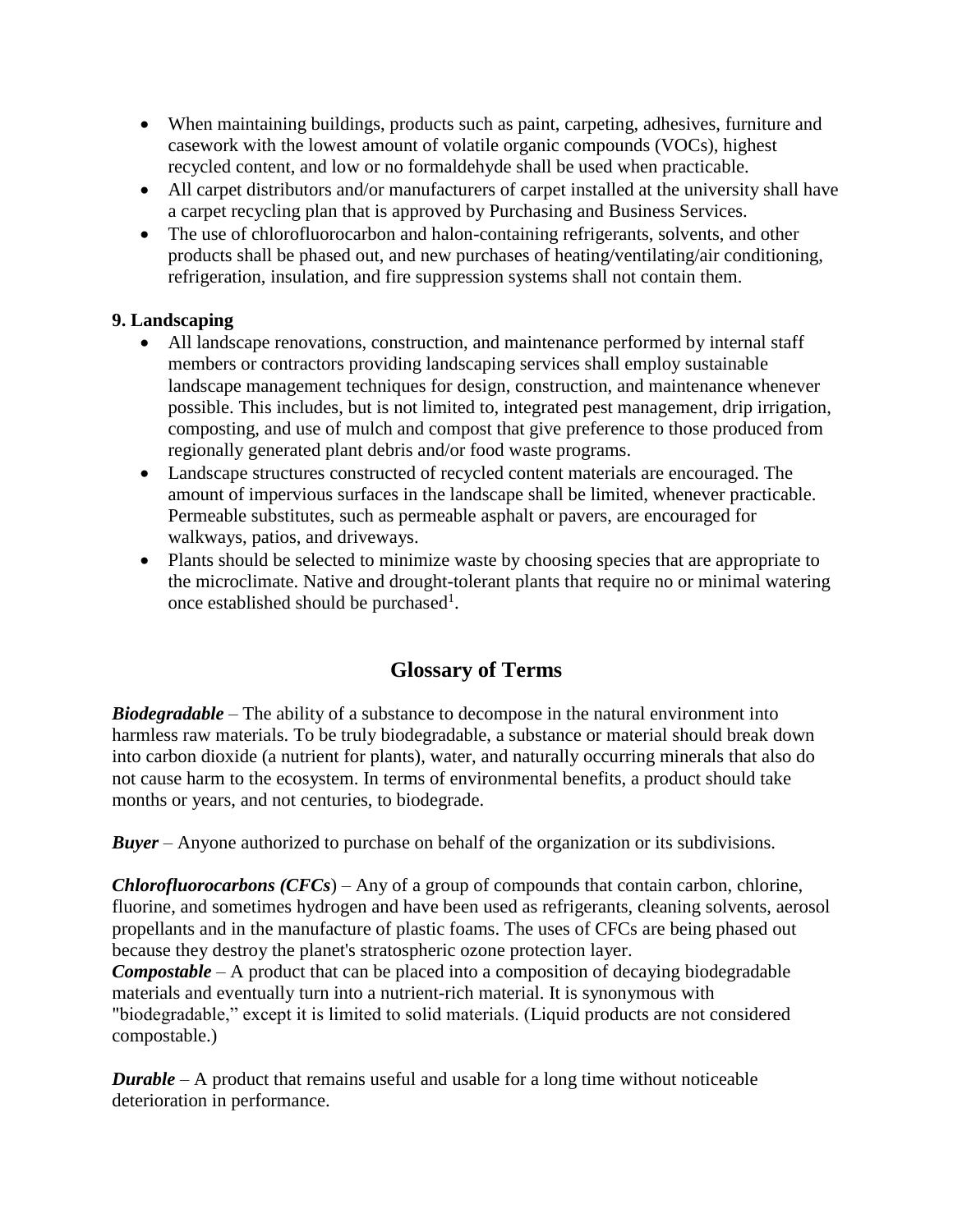- When maintaining buildings, products such as paint, carpeting, adhesives, furniture and casework with the lowest amount of volatile organic compounds (VOCs), highest recycled content, and low or no formaldehyde shall be used when practicable.
- All carpet distributors and/or manufacturers of carpet installed at the university shall have a carpet recycling plan that is approved by Purchasing and Business Services.
- The use of chlorofluorocarbon and halon-containing refrigerants, solvents, and other products shall be phased out, and new purchases of heating/ventilating/air conditioning, refrigeration, insulation, and fire suppression systems shall not contain them.

**9. Landscaping**

- All landscape renovations, construction, and maintenance performed by internal staff members or contractors providing landscaping services shall employ sustainable landscape management techniques for design, construction, and maintenance whenever possible. This includes, but is not limited to, integrated pest management, drip irrigation, composting, and use of mulch and compost that give preference to those produced from regionally generated plant debris and/or food waste programs.
- Landscape structures constructed of recycled content materials are encouraged. The amount of impervious surfaces in the landscape shall be limited, whenever practicable. Permeable substitutes, such as permeable asphalt or pavers, are encouraged for walkways, patios, and driveways.
- Plants should be selected to minimize waste by choosing species that are appropriate to the microclimate. Native and drought-tolerant plants that require no or minimal watering once established should be purchased[1].

## Glossary of Terms

***Biodegradable*** – The ability of a substance to decompose in the natural environment into harmless raw materials. To be truly biodegradable, a substance or material should break down into carbon dioxide (a nutrient for plants), water, and naturally occurring minerals that also do not cause harm to the ecosystem. In terms of environmental benefits, a product should take months or years, and not centuries, to biodegrade.

***Buyer*** – Anyone authorized to purchase on behalf of the organization or its subdivisions.

***Chlorofluorocarbons (CFCs***) – Any of a group of compounds that contain carbon, chlorine, fluorine, and sometimes hydrogen and have been used as refrigerants, cleaning solvents, aerosol propellants and in the manufacture of plastic foams. The uses of CFCs are being phased out because they destroy the planet's stratospheric ozone protection layer.

***Compostable*** – A product that can be placed into a composition of decaying biodegradable materials and eventually turn into a nutrient-rich material. It is synonymous with "biodegradable," except it is limited to solid materials. (Liquid products are not considered compostable.)

***Durable*** – A product that remains useful and usable for a long time without noticeable deterioration in performance.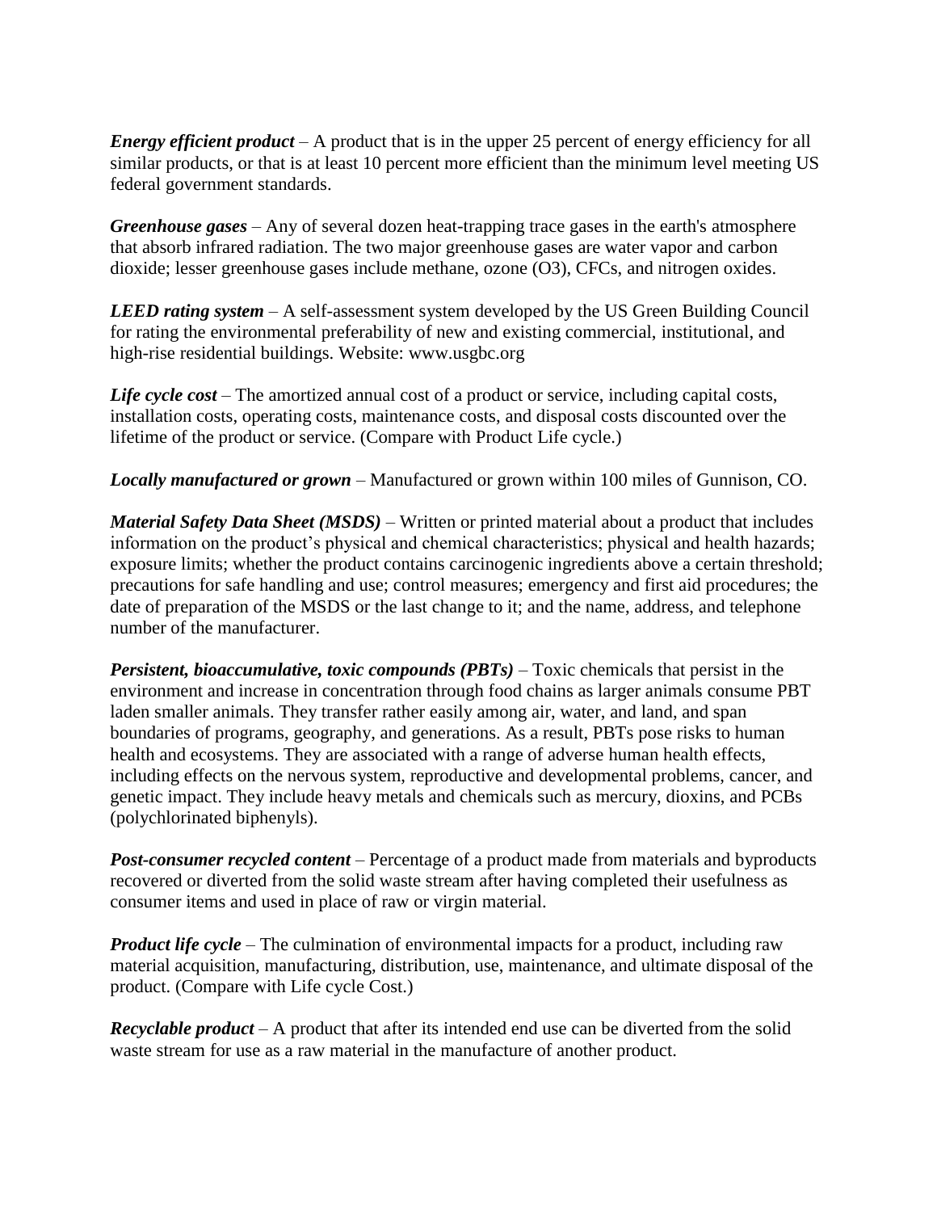***Energy efficient product*** – A product that is in the upper 25 percent of energy efficiency for all similar products, or that is at least 10 percent more efficient than the minimum level meeting US federal government standards.

***Greenhouse gases*** – Any of several dozen heat-trapping trace gases in the earth's atmosphere that absorb infrared radiation. The two major greenhouse gases are water vapor and carbon dioxide; lesser greenhouse gases include methane, ozone ($O3$), CFCs, and nitrogen oxides.

***LEED rating system*** – A self-assessment system developed by the US Green Building Council for rating the environmental preferability of new and existing commercial, institutional, and high-rise residential buildings. Website: www.usgbc.org

***Life cycle cost*** – The amortized annual cost of a product or service, including capital costs, installation costs, operating costs, maintenance costs, and disposal costs discounted over the lifetime of the product or service. (Compare with Product Life cycle.)

***Locally manufactured or grown*** – Manufactured or grown within 100 miles of Gunnison, CO.

***Material Safety Data Sheet (MSDS)*** – Written or printed material about a product that includes information on the product's physical and chemical characteristics; physical and health hazards; exposure limits; whether the product contains carcinogenic ingredients above a certain threshold; precautions for safe handling and use; control measures; emergency and first aid procedures; the date of preparation of the MSDS or the last change to it; and the name, address, and telephone number of the manufacturer.

***Persistent, bioaccumulative, toxic compounds (PBTs)*** – Toxic chemicals that persist in the environment and increase in concentration through food chains as larger animals consume PBT laden smaller animals. They transfer rather easily among air, water, and land, and span boundaries of programs, geography, and generations. As a result, PBTs pose risks to human health and ecosystems. They are associated with a range of adverse human health effects, including effects on the nervous system, reproductive and developmental problems, cancer, and genetic impact. They include heavy metals and chemicals such as mercury, dioxins, and PCBs (polychlorinated biphenyls).

***Post-consumer recycled content*** – Percentage of a product made from materials and byproducts recovered or diverted from the solid waste stream after having completed their usefulness as consumer items and used in place of raw or virgin material.

***Product life cycle*** – The culmination of environmental impacts for a product, including raw material acquisition, manufacturing, distribution, use, maintenance, and ultimate disposal of the product. (Compare with Life cycle Cost.)

***Recyclable product*** – A product that after its intended end use can be diverted from the solid waste stream for use as a raw material in the manufacture of another product.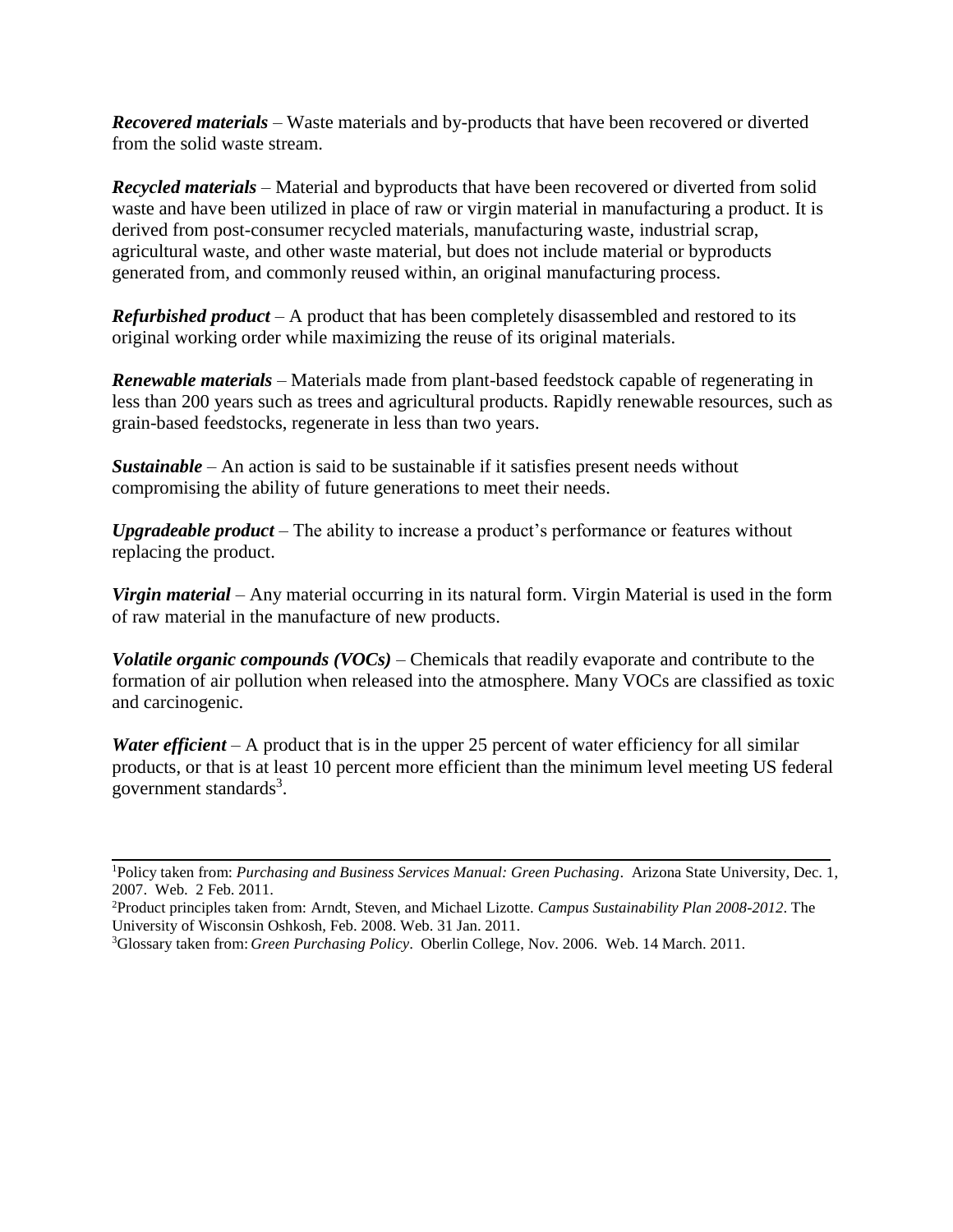***Recovered materials*** – Waste materials and by-products that have been recovered or diverted from the solid waste stream.

***Recycled materials*** – Material and byproducts that have been recovered or diverted from solid waste and have been utilized in place of raw or virgin material in manufacturing a product. It is derived from post-consumer recycled materials, manufacturing waste, industrial scrap, agricultural waste, and other waste material, but does not include material or byproducts generated from, and commonly reused within, an original manufacturing process.

***Refurbished product*** – A product that has been completely disassembled and restored to its original working order while maximizing the reuse of its original materials.

***Renewable materials*** – Materials made from plant-based feedstock capable of regenerating in less than 200 years such as trees and agricultural products. Rapidly renewable resources, such as grain-based feedstocks, regenerate in less than two years.

***Sustainable*** – An action is said to be sustainable if it satisfies present needs without compromising the ability of future generations to meet their needs.

***Upgradeable product*** – The ability to increase a product's performance or features without replacing the product.

***Virgin material*** – Any material occurring in its natural form. Virgin Material is used in the form of raw material in the manufacture of new products.

***Volatile organic compounds (VOCs)*** – Chemicals that readily evaporate and contribute to the formation of air pollution when released into the atmosphere. Many VOCs are classified as toxic and carcinogenic.

***Water efficient*** – A product that is in the upper 25 percent of water efficiency for all similar products, or that is at least 10 percent more efficient than the minimum level meeting US federal government standards[3].

---

[1]Policy taken from: *Purchasing and Business Services Manual: Green Puchasing*. Arizona State University, Dec. 1, 2007. Web. 2 Feb. 2011.

[2]Product principles taken from: Arndt, Steven, and Michael Lizotte. *Campus Sustainability Plan 2008-2012*. The University of Wisconsin Oshkosh, Feb. 2008. Web. 31 Jan. 2011.

[3]Glossary taken from: *Green Purchasing Policy*. Oberlin College, Nov. 2006. Web. 14 March. 2011.